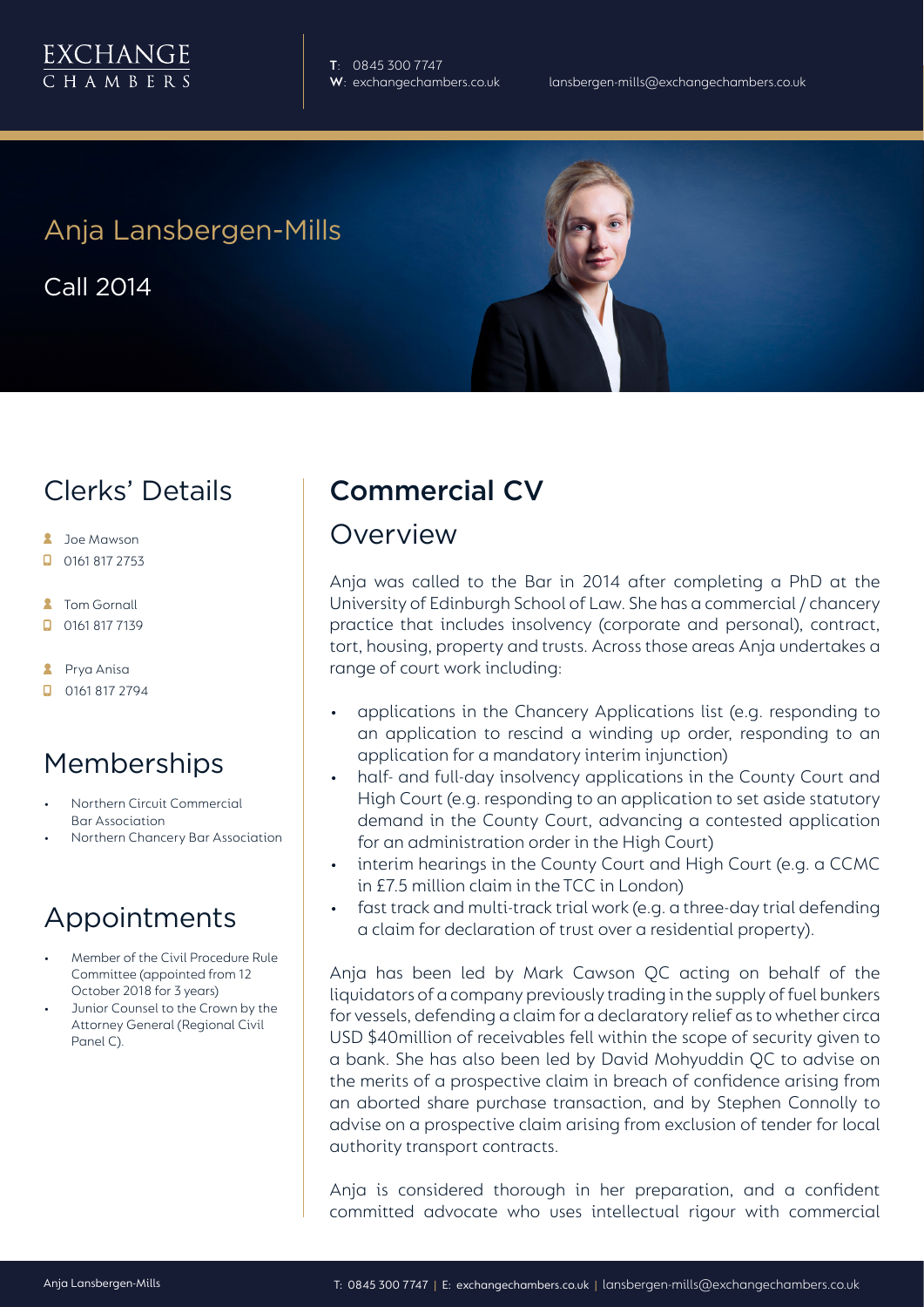EXCHANGE
CHAMBERS

T: 0845 300 7747
W: exchangechambers.co.uk
lansbergen-mills@exchangechambers.co.uk

# Anja Lansbergen-Mills

Call 2014

## Clerks' Details

- Joe Mawson
- 0161 817 2753
- Tom Gornall
- 0161 817 7139
- Prya Anisa
- 0161 817 2794

## Memberships

- Northern Circuit Commercial Bar Association
- Northern Chancery Bar Association

## Appointments

- Member of the Civil Procedure Rule Committee (appointed from 12 October 2018 for 3 years)
- Junior Counsel to the Crown by the Attorney General (Regional Civil Panel C).

## Commercial CV

### Overview

Anja was called to the Bar in 2014 after completing a PhD at the University of Edinburgh School of Law. She has a commercial / chancery practice that includes insolvency (corporate and personal), contract, tort, housing, property and trusts. Across those areas Anja undertakes a range of court work including:

- applications in the Chancery Applications list (e.g. responding to an application to rescind a winding up order, responding to an application for a mandatory interim injunction)
- half- and full-day insolvency applications in the County Court and High Court (e.g. responding to an application to set aside statutory demand in the County Court, advancing a contested application for an administration order in the High Court)
- interim hearings in the County Court and High Court (e.g. a CCMC in £7.5 million claim in the TCC in London)
- fast track and multi-track trial work (e.g. a three-day trial defending a claim for declaration of trust over a residential property).

Anja has been led by Mark Cawson QC acting on behalf of the liquidators of a company previously trading in the supply of fuel bunkers for vessels, defending a claim for a declaratory relief as to whether circa USD $40million of receivables fell within the scope of security given to a bank. She has also been led by David Mohyuddin QC to advise on the merits of a prospective claim in breach of confidence arising from an aborted share purchase transaction, and by Stephen Connolly to advise on a prospective claim arising from exclusion of tender for local authority transport contracts.

Anja is considered thorough in her preparation, and a confident committed advocate who uses intellectual rigour with commercial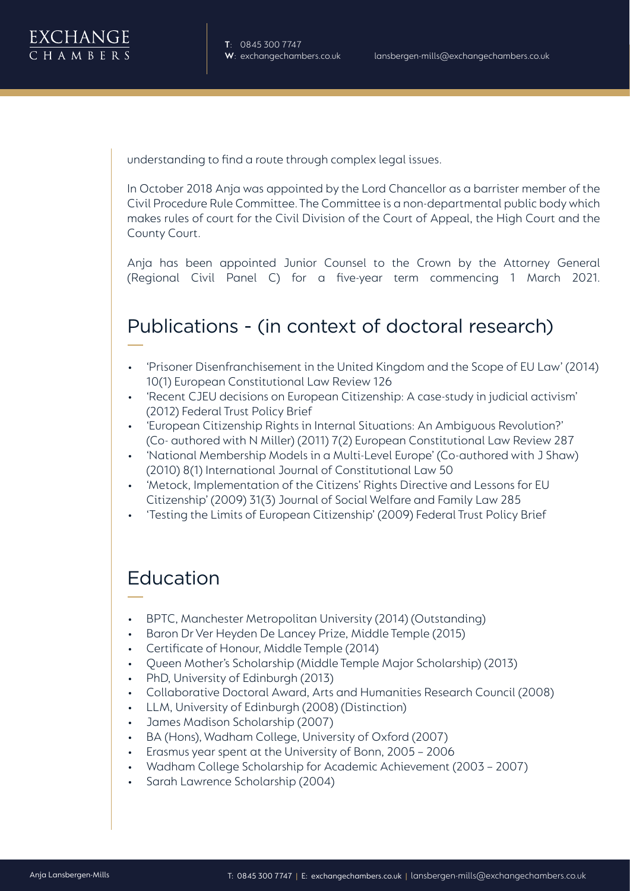understanding to find a route through complex legal issues.

In October 2018 Anja was appointed by the Lord Chancellor as a barrister member of the Civil Procedure Rule Committee. The Committee is a non-departmental public body which makes rules of court for the Civil Division of the Court of Appeal, the High Court and the County Court.

Anja has been appointed Junior Counsel to the Crown by the Attorney General (Regional Civil Panel C) for a five-year term commencing 1 March 2021.

## Publications - (in context of doctoral research)

- 'Prisoner Disenfranchisement in the United Kingdom and the Scope of EU Law' (2014) 10(1) European Constitutional Law Review 126
- 'Recent CJEU decisions on European Citizenship: A case-study in judicial activism' (2012) Federal Trust Policy Brief
- 'European Citizenship Rights in Internal Situations: An Ambiguous Revolution?' (Co- authored with N Miller) (2011) 7(2) European Constitutional Law Review 287
- 'National Membership Models in a Multi-Level Europe' (Co-authored with J Shaw) (2010) 8(1) International Journal of Constitutional Law 50
- 'Metock, Implementation of the Citizens' Rights Directive and Lessons for EU Citizenship' (2009) 31(3) Journal of Social Welfare and Family Law 285
- 'Testing the Limits of European Citizenship' (2009) Federal Trust Policy Brief

## Education

- BPTC, Manchester Metropolitan University (2014) (Outstanding)
- Baron Dr Ver Heyden De Lancey Prize, Middle Temple (2015)
- Certificate of Honour, Middle Temple (2014)
- Queen Mother's Scholarship (Middle Temple Major Scholarship) (2013)
- PhD, University of Edinburgh (2013)
- Collaborative Doctoral Award, Arts and Humanities Research Council (2008)
- LLM, University of Edinburgh (2008) (Distinction)
- James Madison Scholarship (2007)
- BA (Hons), Wadham College, University of Oxford (2007)
- Erasmus year spent at the University of Bonn, 2005 – 2006
- Wadham College Scholarship for Academic Achievement (2003 – 2007)
- Sarah Lawrence Scholarship (2004)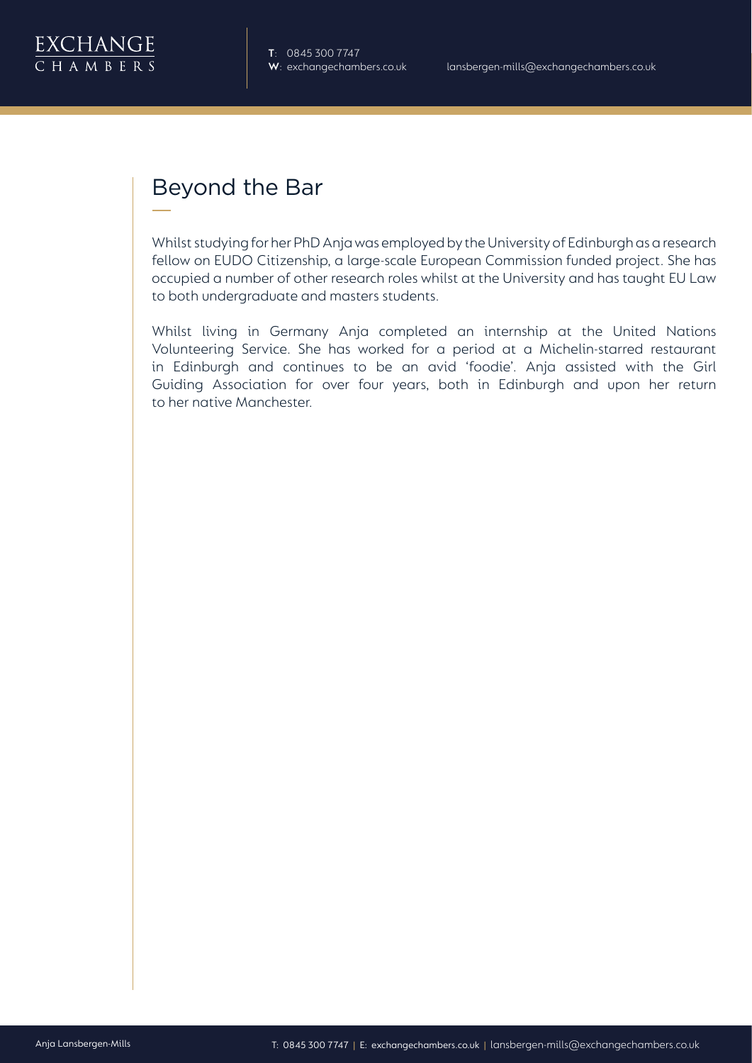## Beyond the Bar

Whilst studying for her PhD Anja was employed by the University of Edinburgh as a research fellow on EUDO Citizenship, a large-scale European Commission funded project. She has occupied a number of other research roles whilst at the University and has taught EU Law to both undergraduate and masters students.

Whilst living in Germany Anja completed an internship at the United Nations Volunteering Service. She has worked for a period at a Michelin-starred restaurant in Edinburgh and continues to be an avid 'foodie'. Anja assisted with the Girl Guiding Association for over four years, both in Edinburgh and upon her return to her native Manchester.